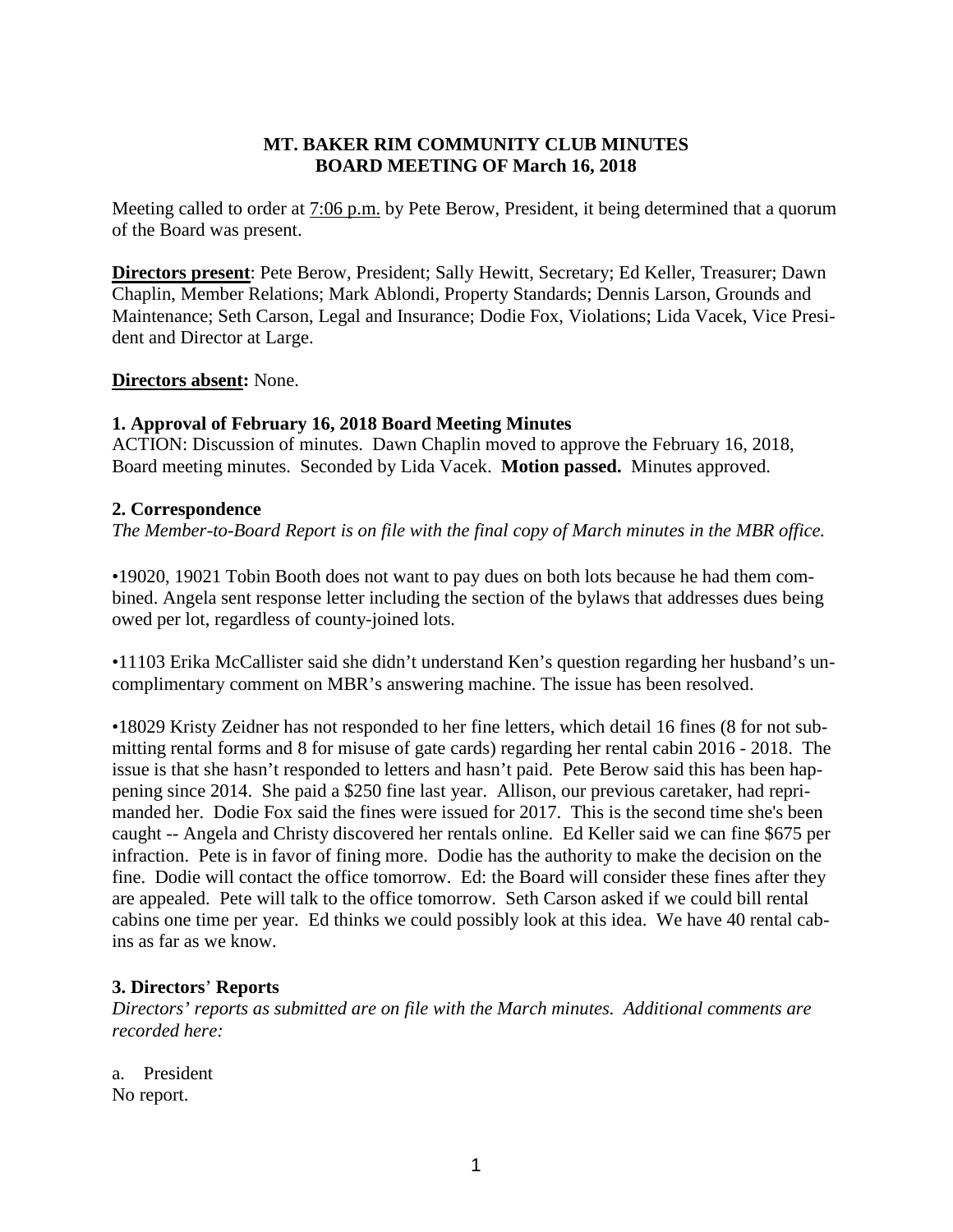**MT. BAKER RIM COMMUNITY CLUB MINUTES**
**BOARD MEETING OF March 16, 2018**

Meeting called to order at 7:06 p.m. by Pete Berow, President, it being determined that a quorum of the Board was present.

**Directors present**: Pete Berow, President; Sally Hewitt, Secretary; Ed Keller, Treasurer; Dawn Chaplin, Member Relations; Mark Ablondi, Property Standards; Dennis Larson, Grounds and Maintenance; Seth Carson, Legal and Insurance; Dodie Fox, Violations; Lida Vacek, Vice President and Director at Large.

**Directors absent:** None.

**1. Approval of February 16, 2018 Board Meeting Minutes**

ACTION: Discussion of minutes. Dawn Chaplin moved to approve the February 16, 2018, Board meeting minutes. Seconded by Lida Vacek. **Motion passed.** Minutes approved.

**2. Correspondence**

*The Member-to-Board Report is on file with the final copy of March minutes in the MBR office.*

•19020, 19021 Tobin Booth does not want to pay dues on both lots because he had them combined. Angela sent response letter including the section of the bylaws that addresses dues being owed per lot, regardless of county-joined lots.

•11103 Erika McCallister said she didn't understand Ken's question regarding her husband's uncomplimentary comment on MBR's answering machine. The issue has been resolved.

•18029 Kristy Zeidner has not responded to her fine letters, which detail 16 fines (8 for not submitting rental forms and 8 for misuse of gate cards) regarding her rental cabin 2016 - 2018. The issue is that she hasn't responded to letters and hasn't paid. Pete Berow said this has been happening since 2014. She paid a $250 fine last year. Allison, our previous caretaker, had reprimanded her. Dodie Fox said the fines were issued for 2017. This is the second time she's been caught -- Angela and Christy discovered her rentals online. Ed Keller said we can fine $675 per infraction. Pete is in favor of fining more. Dodie has the authority to make the decision on the fine. Dodie will contact the office tomorrow. Ed: the Board will consider these fines after they are appealed. Pete will talk to the office tomorrow. Seth Carson asked if we could bill rental cabins one time per year. Ed thinks we could possibly look at this idea. We have 40 rental cabins as far as we know.

**3. Directors' Reports**

*Directors' reports as submitted are on file with the March minutes. Additional comments are recorded here:*

a. President
No report.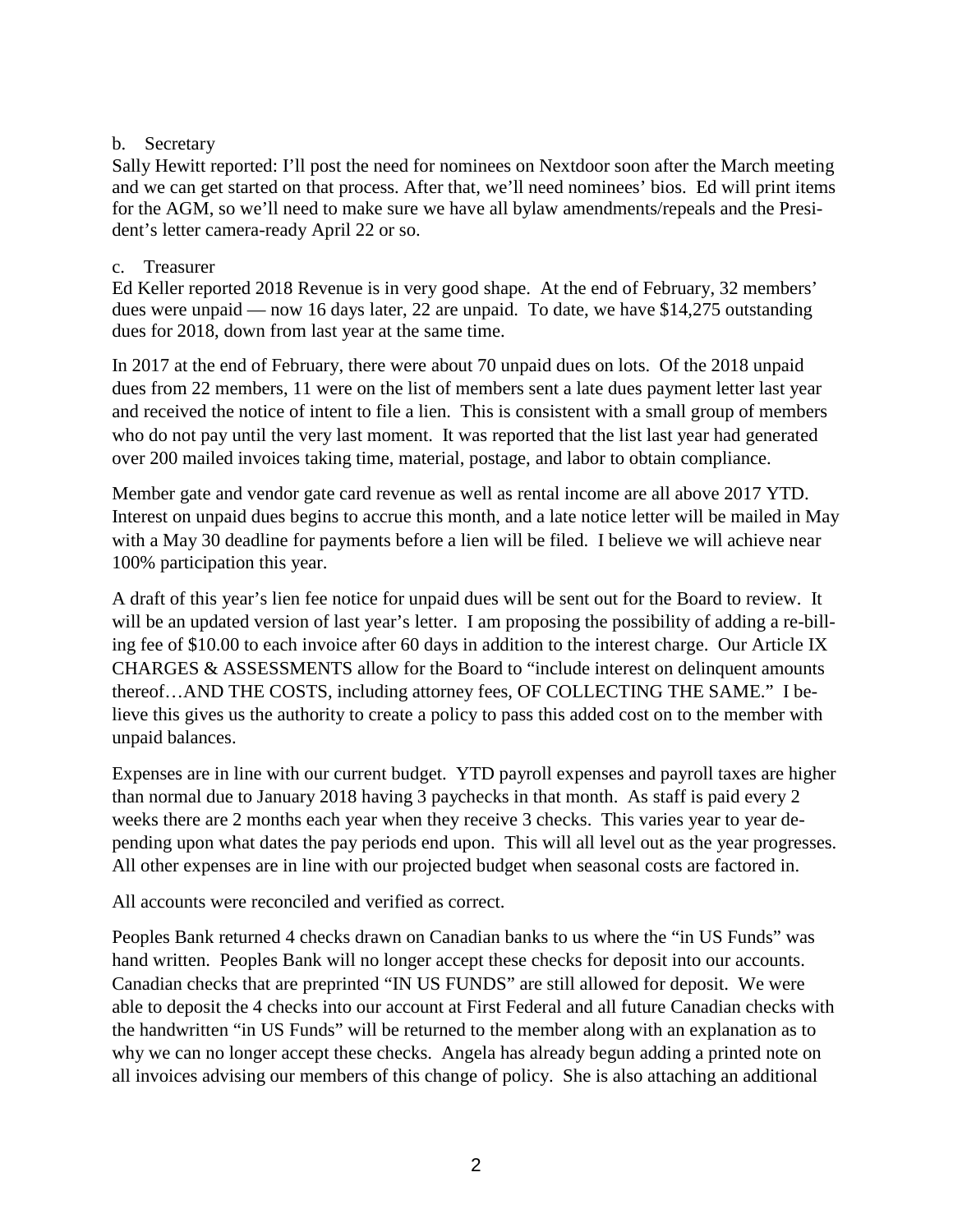b. Secretary

Sally Hewitt reported: I'll post the need for nominees on Nextdoor soon after the March meeting and we can get started on that process. After that, we'll need nominees' bios. Ed will print items for the AGM, so we'll need to make sure we have all bylaw amendments/repeals and the President's letter camera-ready April 22 or so.

c. Treasurer

Ed Keller reported 2018 Revenue is in very good shape. At the end of February, 32 members' dues were unpaid — now 16 days later, 22 are unpaid. To date, we have $14,275 outstanding dues for 2018, down from last year at the same time.

In 2017 at the end of February, there were about 70 unpaid dues on lots. Of the 2018 unpaid dues from 22 members, 11 were on the list of members sent a late dues payment letter last year and received the notice of intent to file a lien. This is consistent with a small group of members who do not pay until the very last moment. It was reported that the list last year had generated over 200 mailed invoices taking time, material, postage, and labor to obtain compliance.

Member gate and vendor gate card revenue as well as rental income are all above 2017 YTD. Interest on unpaid dues begins to accrue this month, and a late notice letter will be mailed in May with a May 30 deadline for payments before a lien will be filed. I believe we will achieve near 100% participation this year.

A draft of this year's lien fee notice for unpaid dues will be sent out for the Board to review. It will be an updated version of last year's letter. I am proposing the possibility of adding a re-billing fee of $10.00 to each invoice after 60 days in addition to the interest charge. Our Article IX CHARGES & ASSESSMENTS allow for the Board to "include interest on delinquent amounts thereof…AND THE COSTS, including attorney fees, OF COLLECTING THE SAME." I believe this gives us the authority to create a policy to pass this added cost on to the member with unpaid balances.

Expenses are in line with our current budget. YTD payroll expenses and payroll taxes are higher than normal due to January 2018 having 3 paychecks in that month. As staff is paid every 2 weeks there are 2 months each year when they receive 3 checks. This varies year to year depending upon what dates the pay periods end upon. This will all level out as the year progresses. All other expenses are in line with our projected budget when seasonal costs are factored in.

All accounts were reconciled and verified as correct.

Peoples Bank returned 4 checks drawn on Canadian banks to us where the "in US Funds" was hand written. Peoples Bank will no longer accept these checks for deposit into our accounts. Canadian checks that are preprinted "IN US FUNDS" are still allowed for deposit. We were able to deposit the 4 checks into our account at First Federal and all future Canadian checks with the handwritten "in US Funds" will be returned to the member along with an explanation as to why we can no longer accept these checks. Angela has already begun adding a printed note on all invoices advising our members of this change of policy. She is also attaching an additional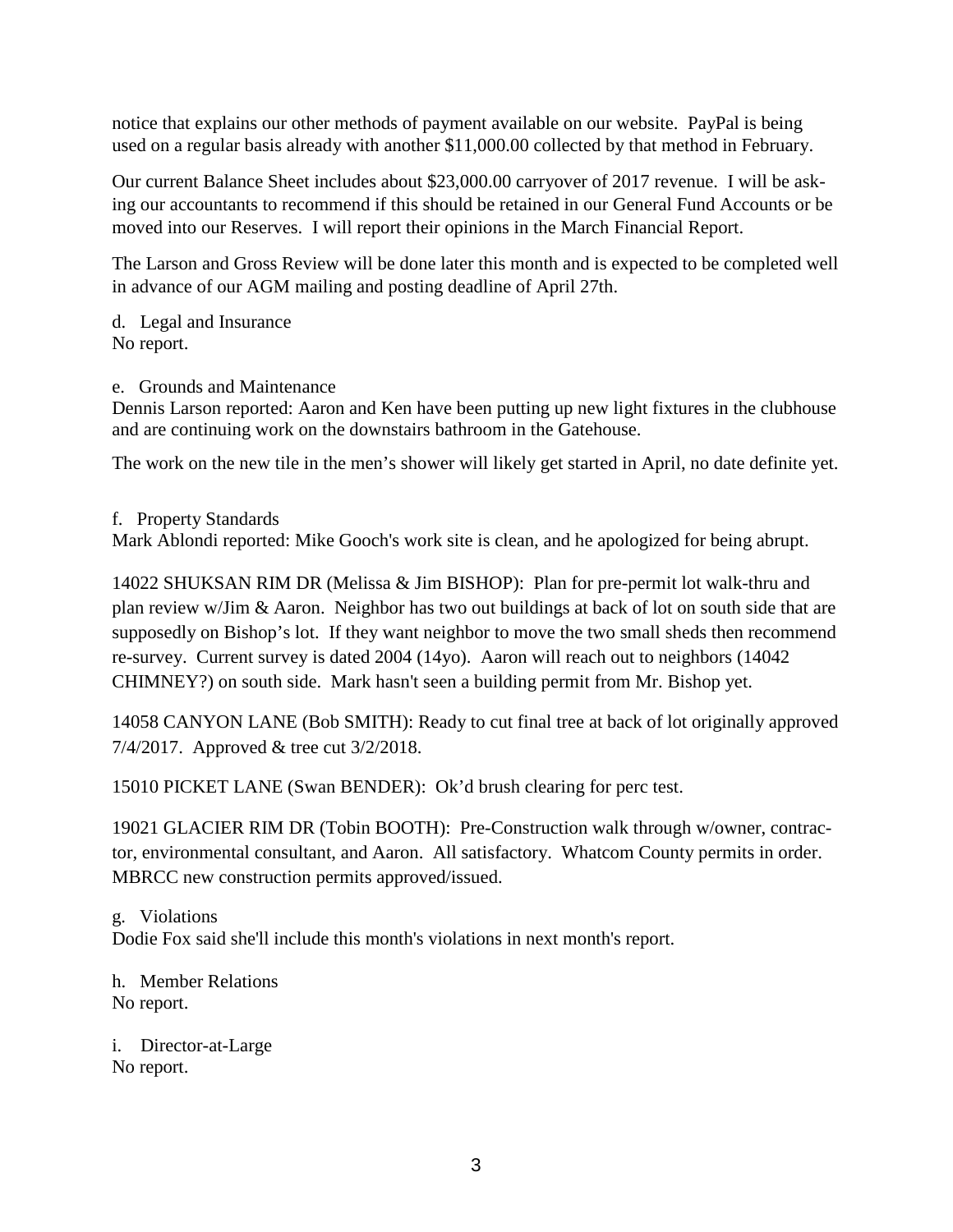notice that explains our other methods of payment available on our website. PayPal is being used on a regular basis already with another $11,000.00 collected by that method in February.

Our current Balance Sheet includes about $23,000.00 carryover of 2017 revenue. I will be asking our accountants to recommend if this should be retained in our General Fund Accounts or be moved into our Reserves. I will report their opinions in the March Financial Report.

The Larson and Gross Review will be done later this month and is expected to be completed well in advance of our AGM mailing and posting deadline of April 27th.

d. Legal and Insurance
No report.

e. Grounds and Maintenance
Dennis Larson reported: Aaron and Ken have been putting up new light fixtures in the clubhouse and are continuing work on the downstairs bathroom in the Gatehouse.

The work on the new tile in the men's shower will likely get started in April, no date definite yet.

f. Property Standards
Mark Ablondi reported: Mike Gooch's work site is clean, and he apologized for being abrupt.

14022 SHUKSAN RIM DR (Melissa & Jim BISHOP): Plan for pre-permit lot walk-thru and plan review w/Jim & Aaron. Neighbor has two out buildings at back of lot on south side that are supposedly on Bishop's lot. If they want neighbor to move the two small sheds then recommend re-survey. Current survey is dated 2004 (14yo). Aaron will reach out to neighbors (14042 CHIMNEY?) on south side. Mark hasn't seen a building permit from Mr. Bishop yet.

14058 CANYON LANE (Bob SMITH): Ready to cut final tree at back of lot originally approved 7/4/2017. Approved & tree cut 3/2/2018.

15010 PICKET LANE (Swan BENDER): Ok'd brush clearing for perc test.

19021 GLACIER RIM DR (Tobin BOOTH): Pre-Construction walk through w/owner, contractor, environmental consultant, and Aaron. All satisfactory. Whatcom County permits in order. MBRCC new construction permits approved/issued.

g. Violations
Dodie Fox said she'll include this month's violations in next month's report.

h. Member Relations
No report.

i. Director-at-Large
No report.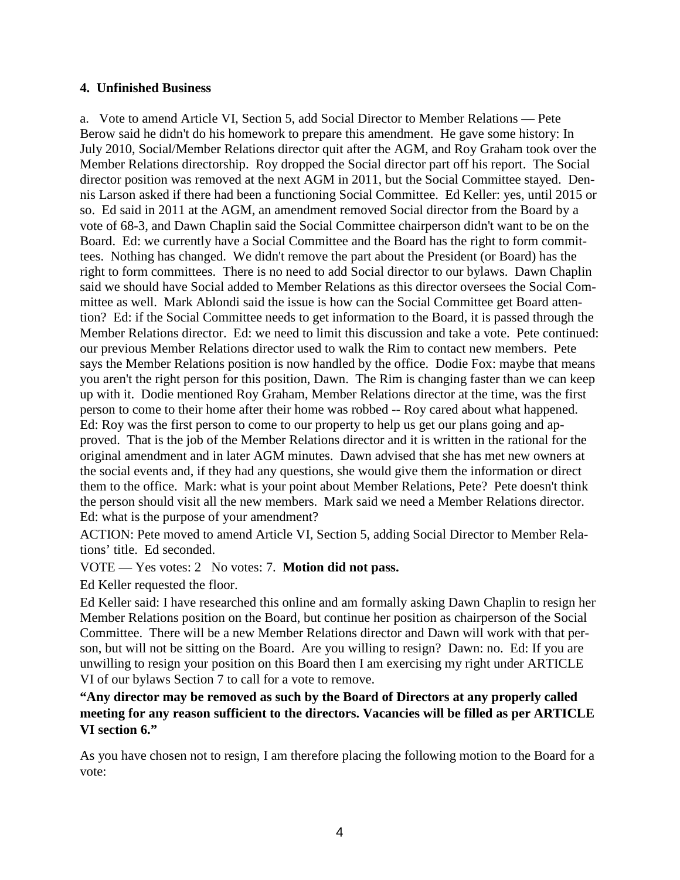**4. Unfinished Business**

a. Vote to amend Article VI, Section 5, add Social Director to Member Relations — Pete Berow said he didn't do his homework to prepare this amendment. He gave some history: In July 2010, Social/Member Relations director quit after the AGM, and Roy Graham took over the Member Relations directorship. Roy dropped the Social director part off his report. The Social director position was removed at the next AGM in 2011, but the Social Committee stayed. Dennis Larson asked if there had been a functioning Social Committee. Ed Keller: yes, until 2015 or so. Ed said in 2011 at the AGM, an amendment removed Social director from the Board by a vote of 68-3, and Dawn Chaplin said the Social Committee chairperson didn't want to be on the Board. Ed: we currently have a Social Committee and the Board has the right to form committees. Nothing has changed. We didn't remove the part about the President (or Board) has the right to form committees. There is no need to add Social director to our bylaws. Dawn Chaplin said we should have Social added to Member Relations as this director oversees the Social Committee as well. Mark Ablondi said the issue is how can the Social Committee get Board attention? Ed: if the Social Committee needs to get information to the Board, it is passed through the Member Relations director. Ed: we need to limit this discussion and take a vote. Pete continued: our previous Member Relations director used to walk the Rim to contact new members. Pete says the Member Relations position is now handled by the office. Dodie Fox: maybe that means you aren't the right person for this position, Dawn. The Rim is changing faster than we can keep up with it. Dodie mentioned Roy Graham, Member Relations director at the time, was the first person to come to their home after their home was robbed -- Roy cared about what happened. Ed: Roy was the first person to come to our property to help us get our plans going and approved. That is the job of the Member Relations director and it is written in the rational for the original amendment and in later AGM minutes. Dawn advised that she has met new owners at the social events and, if they had any questions, she would give them the information or direct them to the office. Mark: what is your point about Member Relations, Pete? Pete doesn't think the person should visit all the new members. Mark said we need a Member Relations director. Ed: what is the purpose of your amendment?

ACTION: Pete moved to amend Article VI, Section 5, adding Social Director to Member Relations' title. Ed seconded.

VOTE — Yes votes: 2 No votes: 7. **Motion did not pass.**

Ed Keller requested the floor.

Ed Keller said: I have researched this online and am formally asking Dawn Chaplin to resign her Member Relations position on the Board, but continue her position as chairperson of the Social Committee. There will be a new Member Relations director and Dawn will work with that person, but will not be sitting on the Board. Are you willing to resign? Dawn: no. Ed: If you are unwilling to resign your position on this Board then I am exercising my right under ARTICLE VI of our bylaws Section 7 to call for a vote to remove.

**"Any director may be removed as such by the Board of Directors at any properly called meeting for any reason sufficient to the directors. Vacancies will be filled as per ARTICLE VI section 6."**

As you have chosen not to resign, I am therefore placing the following motion to the Board for a vote: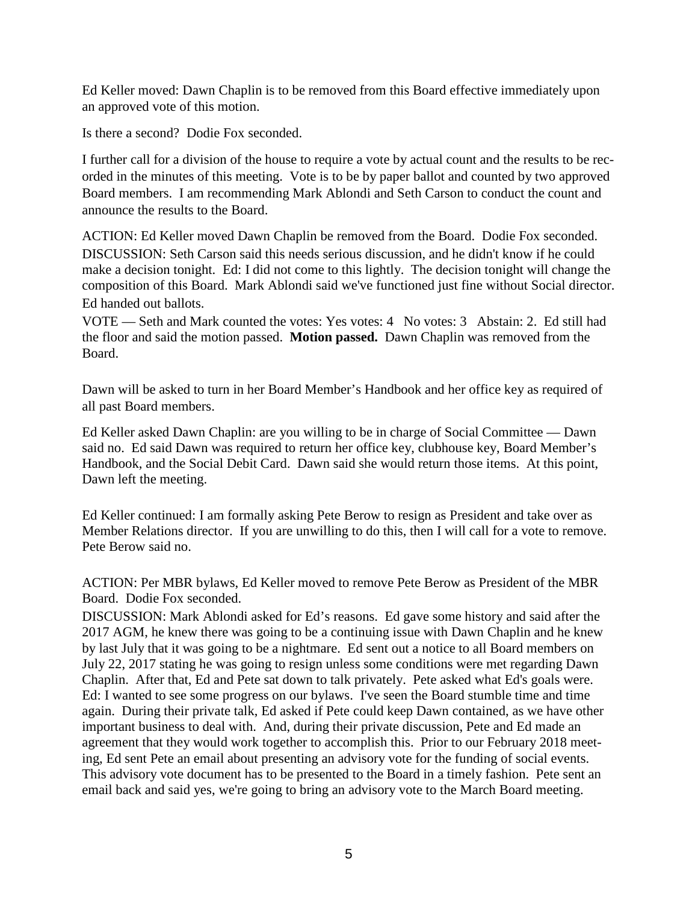Ed Keller moved: Dawn Chaplin is to be removed from this Board effective immediately upon an approved vote of this motion.

Is there a second? Dodie Fox seconded.

I further call for a division of the house to require a vote by actual count and the results to be recorded in the minutes of this meeting. Vote is to be by paper ballot and counted by two approved Board members. I am recommending Mark Ablondi and Seth Carson to conduct the count and announce the results to the Board.

ACTION: Ed Keller moved Dawn Chaplin be removed from the Board. Dodie Fox seconded.
DISCUSSION: Seth Carson said this needs serious discussion, and he didn't know if he could make a decision tonight. Ed: I did not come to this lightly. The decision tonight will change the composition of this Board. Mark Ablondi said we've functioned just fine without Social director.
Ed handed out ballots.
VOTE — Seth and Mark counted the votes: Yes votes: 4 No votes: 3 Abstain: 2. Ed still had the floor and said the motion passed. **Motion passed.** Dawn Chaplin was removed from the Board.

Dawn will be asked to turn in her Board Member's Handbook and her office key as required of all past Board members.

Ed Keller asked Dawn Chaplin: are you willing to be in charge of Social Committee — Dawn said no. Ed said Dawn was required to return her office key, clubhouse key, Board Member's Handbook, and the Social Debit Card. Dawn said she would return those items. At this point, Dawn left the meeting.

Ed Keller continued: I am formally asking Pete Berow to resign as President and take over as Member Relations director. If you are unwilling to do this, then I will call for a vote to remove. Pete Berow said no.

ACTION: Per MBR bylaws, Ed Keller moved to remove Pete Berow as President of the MBR Board. Dodie Fox seconded.
DISCUSSION: Mark Ablondi asked for Ed's reasons. Ed gave some history and said after the 2017 AGM, he knew there was going to be a continuing issue with Dawn Chaplin and he knew by last July that it was going to be a nightmare. Ed sent out a notice to all Board members on July 22, 2017 stating he was going to resign unless some conditions were met regarding Dawn Chaplin. After that, Ed and Pete sat down to talk privately. Pete asked what Ed's goals were. Ed: I wanted to see some progress on our bylaws. I've seen the Board stumble time and time again. During their private talk, Ed asked if Pete could keep Dawn contained, as we have other important business to deal with. And, during their private discussion, Pete and Ed made an agreement that they would work together to accomplish this. Prior to our February 2018 meeting, Ed sent Pete an email about presenting an advisory vote for the funding of social events. This advisory vote document has to be presented to the Board in a timely fashion. Pete sent an email back and said yes, we're going to bring an advisory vote to the March Board meeting.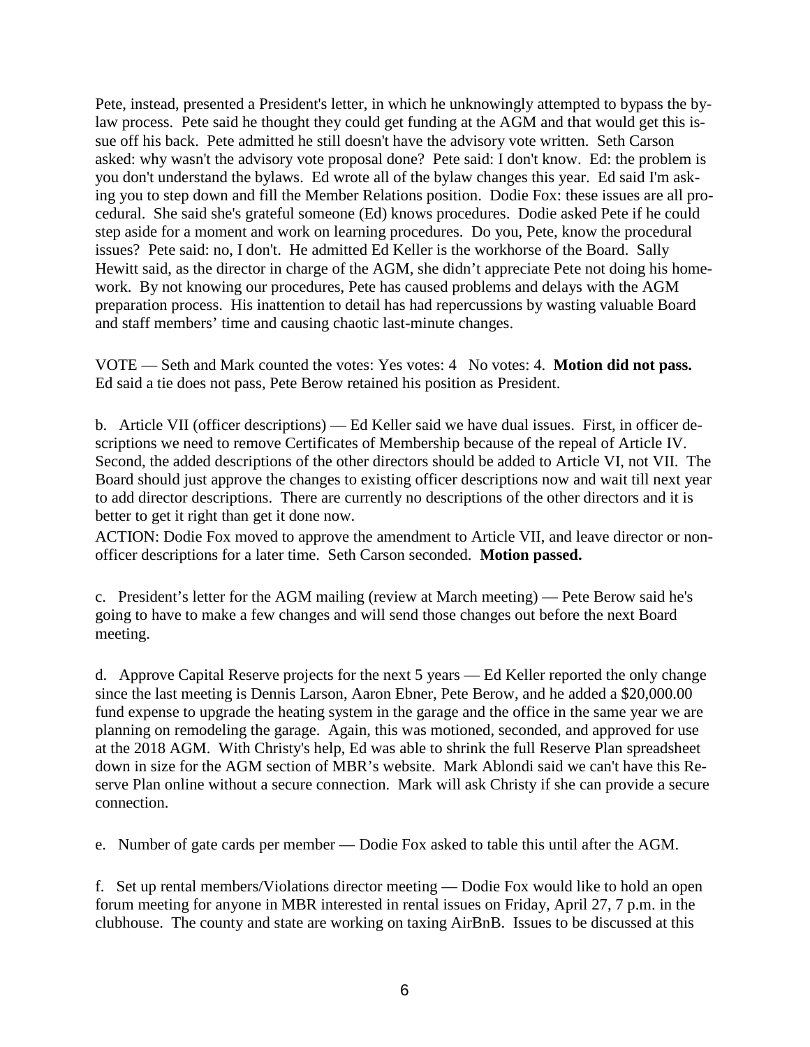Pete, instead, presented a President's letter, in which he unknowingly attempted to bypass the bylaw process. Pete said he thought they could get funding at the AGM and that would get this issue off his back. Pete admitted he still doesn't have the advisory vote written. Seth Carson asked: why wasn't the advisory vote proposal done? Pete said: I don't know. Ed: the problem is you don't understand the bylaws. Ed wrote all of the bylaw changes this year. Ed said I'm asking you to step down and fill the Member Relations position. Dodie Fox: these issues are all procedural. She said she's grateful someone (Ed) knows procedures. Dodie asked Pete if he could step aside for a moment and work on learning procedures. Do you, Pete, know the procedural issues? Pete said: no, I don't. He admitted Ed Keller is the workhorse of the Board. Sally Hewitt said, as the director in charge of the AGM, she didn't appreciate Pete not doing his homework. By not knowing our procedures, Pete has caused problems and delays with the AGM preparation process. His inattention to detail has had repercussions by wasting valuable Board and staff members' time and causing chaotic last-minute changes.

VOTE — Seth and Mark counted the votes: Yes votes: 4 No votes: 4. **Motion did not pass.** Ed said a tie does not pass, Pete Berow retained his position as President.

b. Article VII (officer descriptions) — Ed Keller said we have dual issues. First, in officer descriptions we need to remove Certificates of Membership because of the repeal of Article IV. Second, the added descriptions of the other directors should be added to Article VI, not VII. The Board should just approve the changes to existing officer descriptions now and wait till next year to add director descriptions. There are currently no descriptions of the other directors and it is better to get it right than get it done now.

ACTION: Dodie Fox moved to approve the amendment to Article VII, and leave director or non-officer descriptions for a later time. Seth Carson seconded. **Motion passed.**

c. President's letter for the AGM mailing (review at March meeting) — Pete Berow said he's going to have to make a few changes and will send those changes out before the next Board meeting.

d. Approve Capital Reserve projects for the next 5 years — Ed Keller reported the only change since the last meeting is Dennis Larson, Aaron Ebner, Pete Berow, and he added a $20,000.00 fund expense to upgrade the heating system in the garage and the office in the same year we are planning on remodeling the garage. Again, this was motioned, seconded, and approved for use at the 2018 AGM. With Christy's help, Ed was able to shrink the full Reserve Plan spreadsheet down in size for the AGM section of MBR's website. Mark Ablondi said we can't have this Reserve Plan online without a secure connection. Mark will ask Christy if she can provide a secure connection.

e. Number of gate cards per member — Dodie Fox asked to table this until after the AGM.

f. Set up rental members/Violations director meeting — Dodie Fox would like to hold an open forum meeting for anyone in MBR interested in rental issues on Friday, April 27, 7 p.m. in the clubhouse. The county and state are working on taxing AirBnB. Issues to be discussed at this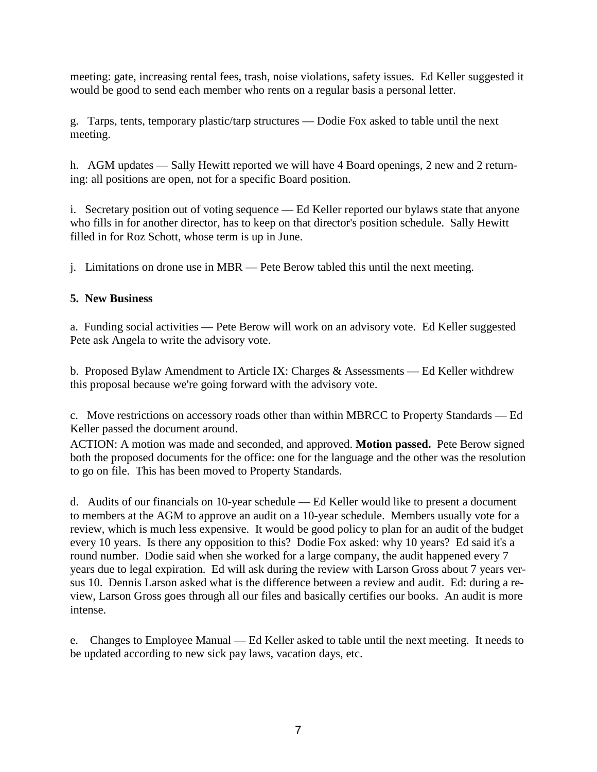meeting: gate, increasing rental fees, trash, noise violations, safety issues. Ed Keller suggested it would be good to send each member who rents on a regular basis a personal letter.

g. Tarps, tents, temporary plastic/tarp structures — Dodie Fox asked to table until the next meeting.

h. AGM updates — Sally Hewitt reported we will have 4 Board openings, 2 new and 2 returning: all positions are open, not for a specific Board position.

i. Secretary position out of voting sequence — Ed Keller reported our bylaws state that anyone who fills in for another director, has to keep on that director's position schedule. Sally Hewitt filled in for Roz Schott, whose term is up in June.

j. Limitations on drone use in MBR — Pete Berow tabled this until the next meeting.

**5. New Business**

a. Funding social activities — Pete Berow will work on an advisory vote. Ed Keller suggested Pete ask Angela to write the advisory vote.

b. Proposed Bylaw Amendment to Article IX: Charges & Assessments — Ed Keller withdrew this proposal because we're going forward with the advisory vote.

c. Move restrictions on accessory roads other than within MBRCC to Property Standards — Ed Keller passed the document around.

ACTION: A motion was made and seconded, and approved. **Motion passed.** Pete Berow signed both the proposed documents for the office: one for the language and the other was the resolution to go on file. This has been moved to Property Standards.

d. Audits of our financials on 10-year schedule — Ed Keller would like to present a document to members at the AGM to approve an audit on a 10-year schedule. Members usually vote for a review, which is much less expensive. It would be good policy to plan for an audit of the budget every 10 years. Is there any opposition to this? Dodie Fox asked: why 10 years? Ed said it's a round number. Dodie said when she worked for a large company, the audit happened every 7 years due to legal expiration. Ed will ask during the review with Larson Gross about 7 years versus 10. Dennis Larson asked what is the difference between a review and audit. Ed: during a review, Larson Gross goes through all our files and basically certifies our books. An audit is more intense.

e. Changes to Employee Manual — Ed Keller asked to table until the next meeting. It needs to be updated according to new sick pay laws, vacation days, etc.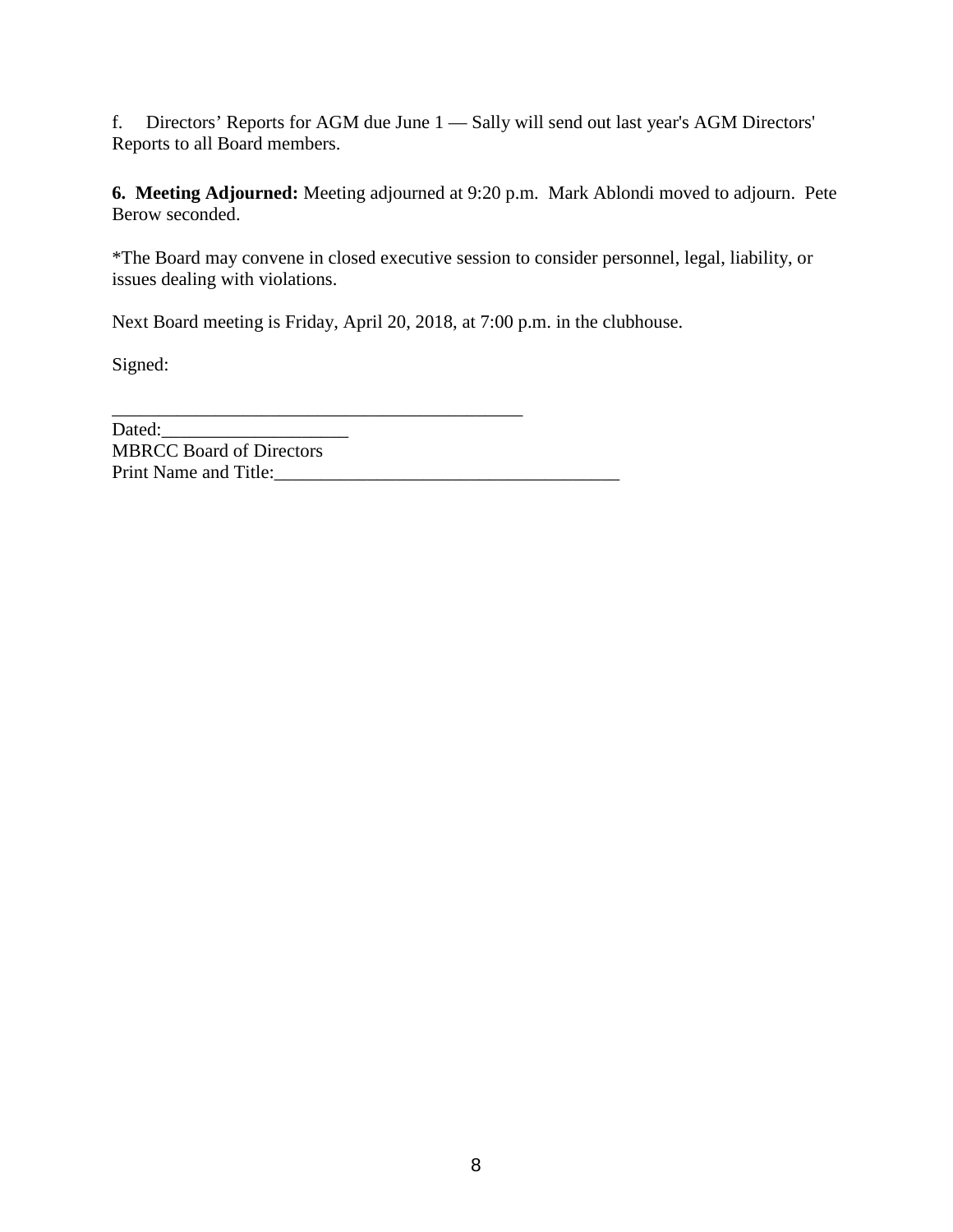f. Directors' Reports for AGM due June 1 — Sally will send out last year's AGM Directors' Reports to all Board members.

**6. Meeting Adjourned:** Meeting adjourned at 9:20 p.m. Mark Ablondi moved to adjourn. Pete Berow seconded.

*The Board may convene in closed executive session to consider personnel, legal, liability, or issues dealing with violations.

Next Board meeting is Friday, April 20, 2018, at 7:00 p.m. in the clubhouse.

Signed:

_____________________________________________
Dated:____________________
MBRCC Board of Directors
Print Name and Title:_____________________________________